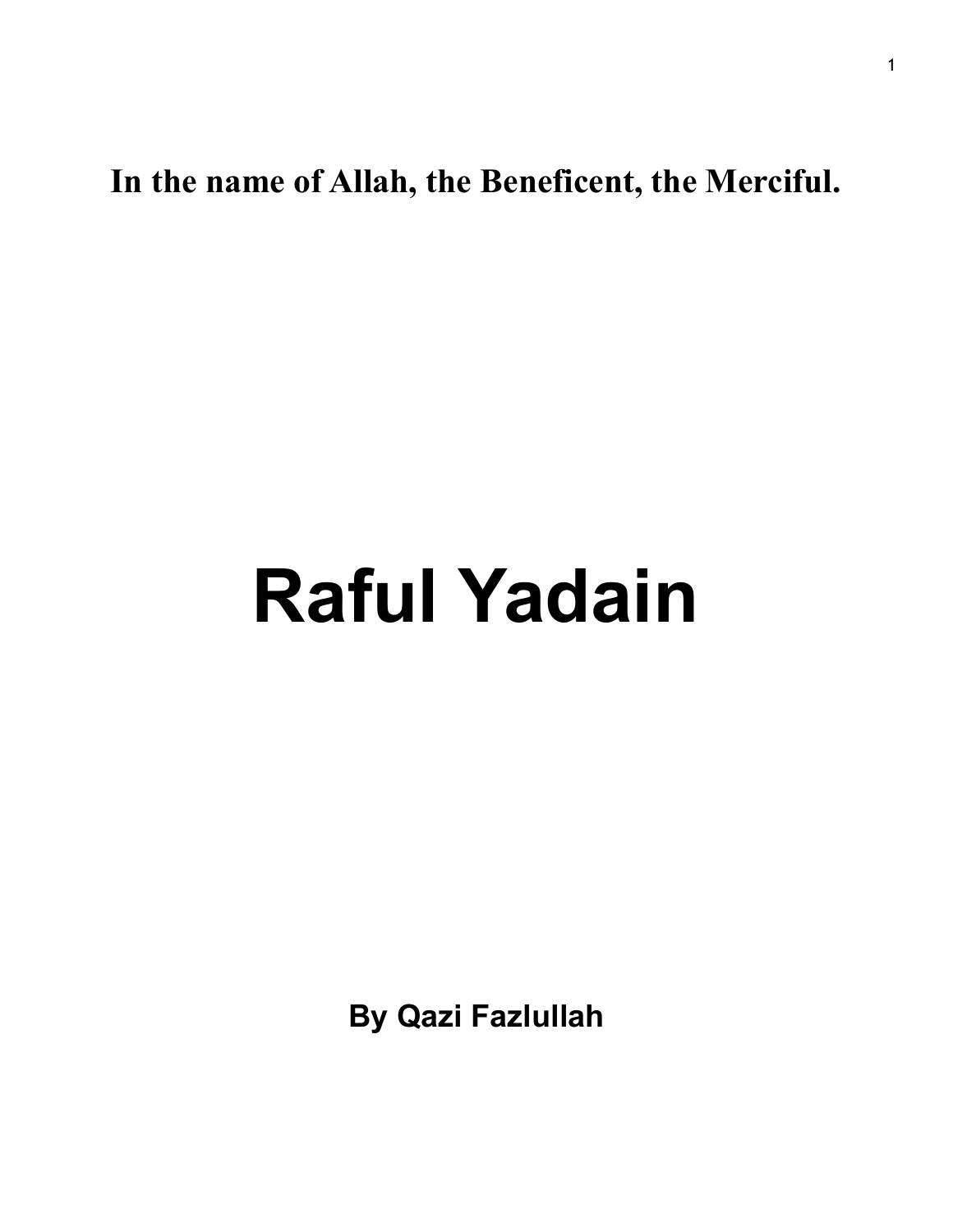**In the name of Allah, the Beneficent, the Merciful.**

# Raful Yadain

**By Qazi Fazlullah**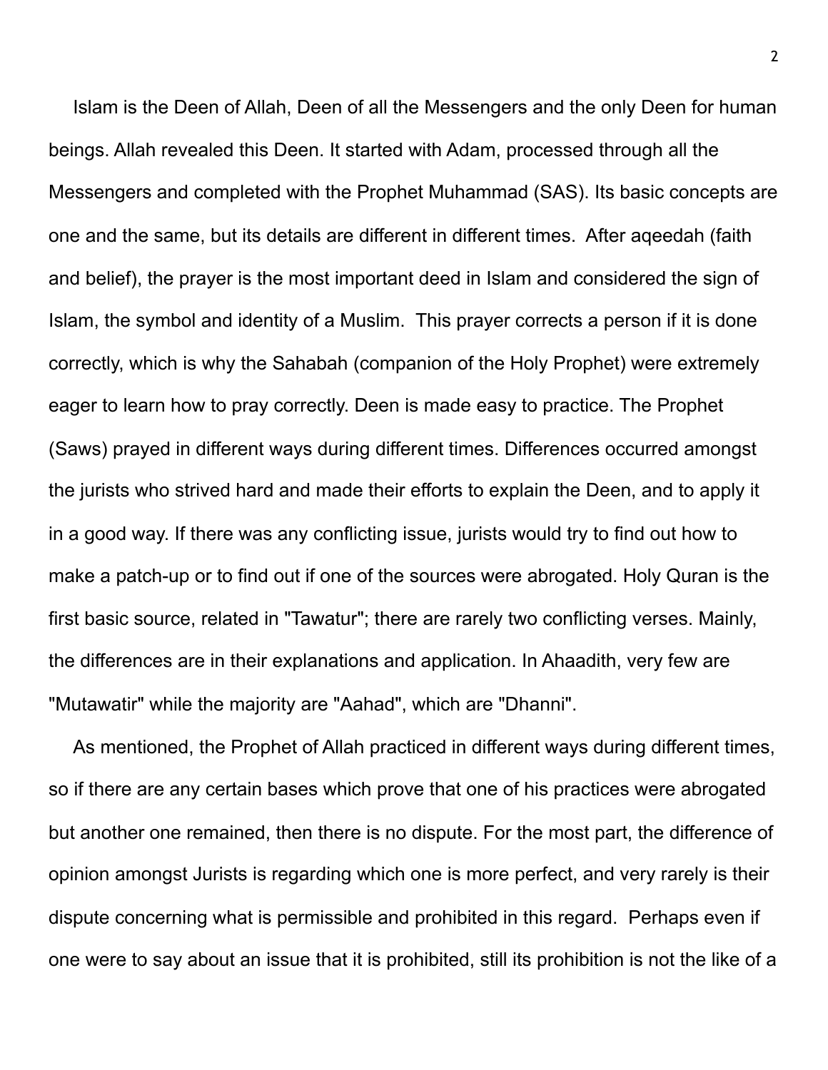Islam is the Deen of Allah, Deen of all the Messengers and the only Deen for human beings. Allah revealed this Deen. It started with Adam, processed through all the Messengers and completed with the Prophet Muhammad (SAS). Its basic concepts are one and the same, but its details are different in different times. After aqeedah (faith and belief), the prayer is the most important deed in Islam and considered the sign of Islam, the symbol and identity of a Muslim. This prayer corrects a person if it is done correctly, which is why the Sahabah (companion of the Holy Prophet) were extremely eager to learn how to pray correctly. Deen is made easy to practice. The Prophet (Saws) prayed in different ways during different times. Differences occurred amongst the jurists who strived hard and made their efforts to explain the Deen, and to apply it in a good way. If there was any conflicting issue, jurists would try to find out how to make a patch-up or to find out if one of the sources were abrogated. Holy Quran is the first basic source, related in "Tawatur"; there are rarely two conflicting verses. Mainly, the differences are in their explanations and application. In Ahaadith, very few are "Mutawatir" while the majority are "Aahad", which are "Dhanni".

As mentioned, the Prophet of Allah practiced in different ways during different times, so if there are any certain bases which prove that one of his practices were abrogated but another one remained, then there is no dispute. For the most part, the difference of opinion amongst Jurists is regarding which one is more perfect, and very rarely is their dispute concerning what is permissible and prohibited in this regard. Perhaps even if one were to say about an issue that it is prohibited, still its prohibition is not the like of a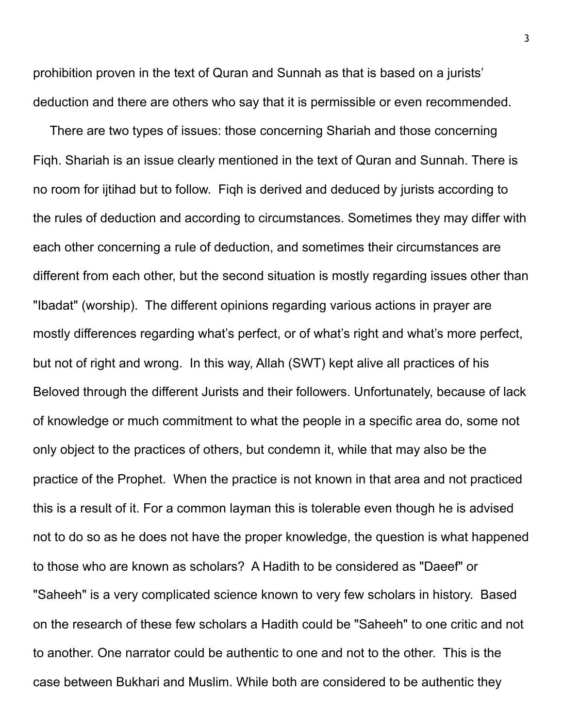prohibition proven in the text of Quran and Sunnah as that is based on a jurists' deduction and there are others who say that it is permissible or even recommended.

There are two types of issues: those concerning Shariah and those concerning Fiqh. Shariah is an issue clearly mentioned in the text of Quran and Sunnah. There is no room for ijtihad but to follow. Fiqh is derived and deduced by jurists according to the rules of deduction and according to circumstances. Sometimes they may differ with each other concerning a rule of deduction, and sometimes their circumstances are different from each other, but the second situation is mostly regarding issues other than "Ibadat" (worship). The different opinions regarding various actions in prayer are mostly differences regarding what's perfect, or of what's right and what's more perfect, but not of right and wrong. In this way, Allah (SWT) kept alive all practices of his Beloved through the different Jurists and their followers. Unfortunately, because of lack of knowledge or much commitment to what the people in a specific area do, some not only object to the practices of others, but condemn it, while that may also be the practice of the Prophet. When the practice is not known in that area and not practiced this is a result of it. For a common layman this is tolerable even though he is advised not to do so as he does not have the proper knowledge, the question is what happened to those who are known as scholars? A Hadith to be considered as "Daeef" or "Saheeh" is a very complicated science known to very few scholars in history. Based on the research of these few scholars a Hadith could be "Saheeh" to one critic and not to another. One narrator could be authentic to one and not to the other. This is the case between Bukhari and Muslim. While both are considered to be authentic they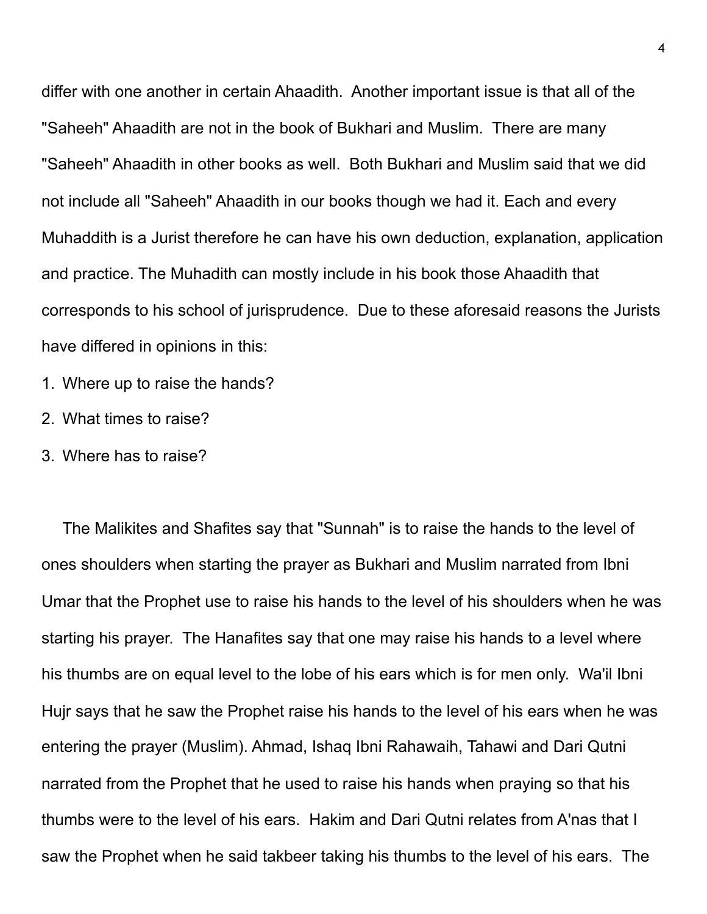differ with one another in certain Ahaadith. Another important issue is that all of the "Saheeh" Ahaadith are not in the book of Bukhari and Muslim. There are many "Saheeh" Ahaadith in other books as well. Both Bukhari and Muslim said that we did not include all "Saheeh" Ahaadith in our books though we had it. Each and every Muhaddith is a Jurist therefore he can have his own deduction, explanation, application and practice. The Muhadith can mostly include in his book those Ahaadith that corresponds to his school of jurisprudence. Due to these aforesaid reasons the Jurists have differed in opinions in this:

1. Where up to raise the hands?
2. What times to raise?
3. Where has to raise?

The Malikites and Shafites say that "Sunnah" is to raise the hands to the level of ones shoulders when starting the prayer as Bukhari and Muslim narrated from Ibni Umar that the Prophet use to raise his hands to the level of his shoulders when he was starting his prayer. The Hanafites say that one may raise his hands to a level where his thumbs are on equal level to the lobe of his ears which is for men only. Wa'il Ibni Hujr says that he saw the Prophet raise his hands to the level of his ears when he was entering the prayer (Muslim). Ahmad, Ishaq Ibni Rahawaih, Tahawi and Dari Qutni narrated from the Prophet that he used to raise his hands when praying so that his thumbs were to the level of his ears. Hakim and Dari Qutni relates from A'nas that I saw the Prophet when he said takbeer taking his thumbs to the level of his ears. The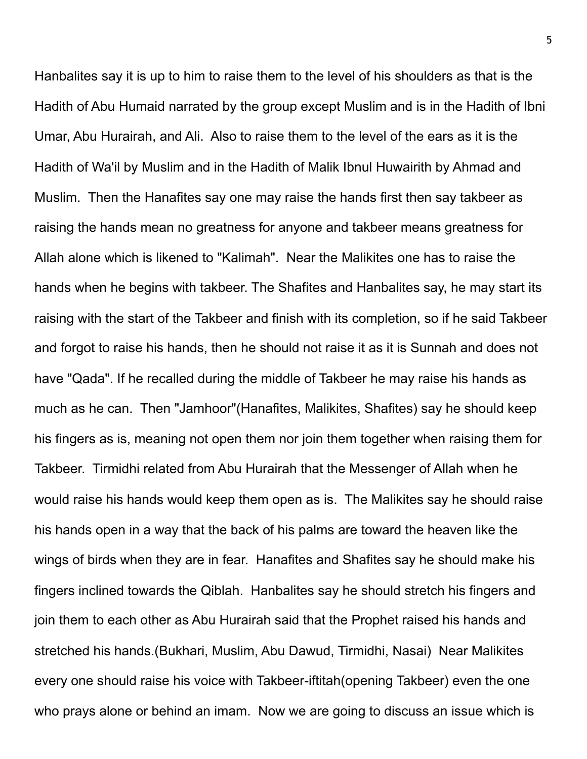Hanbalites say it is up to him to raise them to the level of his shoulders as that is the Hadith of Abu Humaid narrated by the group except Muslim and is in the Hadith of Ibni Umar, Abu Hurairah, and Ali. Also to raise them to the level of the ears as it is the Hadith of Wa'il by Muslim and in the Hadith of Malik Ibnul Huwairith by Ahmad and Muslim. Then the Hanafites say one may raise the hands first then say takbeer as raising the hands mean no greatness for anyone and takbeer means greatness for Allah alone which is likened to "Kalimah". Near the Malikites one has to raise the hands when he begins with takbeer. The Shafites and Hanbalites say, he may start its raising with the start of the Takbeer and finish with its completion, so if he said Takbeer and forgot to raise his hands, then he should not raise it as it is Sunnah and does not have "Qada". If he recalled during the middle of Takbeer he may raise his hands as much as he can. Then "Jamhoor"(Hanafites, Malikites, Shafites) say he should keep his fingers as is, meaning not open them nor join them together when raising them for Takbeer. Tirmidhi related from Abu Hurairah that the Messenger of Allah when he would raise his hands would keep them open as is. The Malikites say he should raise his hands open in a way that the back of his palms are toward the heaven like the wings of birds when they are in fear. Hanafites and Shafites say he should make his fingers inclined towards the Qiblah. Hanbalites say he should stretch his fingers and join them to each other as Abu Hurairah said that the Prophet raised his hands and stretched his hands.(Bukhari, Muslim, Abu Dawud, Tirmidhi, Nasai) Near Malikites every one should raise his voice with Takbeer-iftitah(opening Takbeer) even the one who prays alone or behind an imam. Now we are going to discuss an issue which is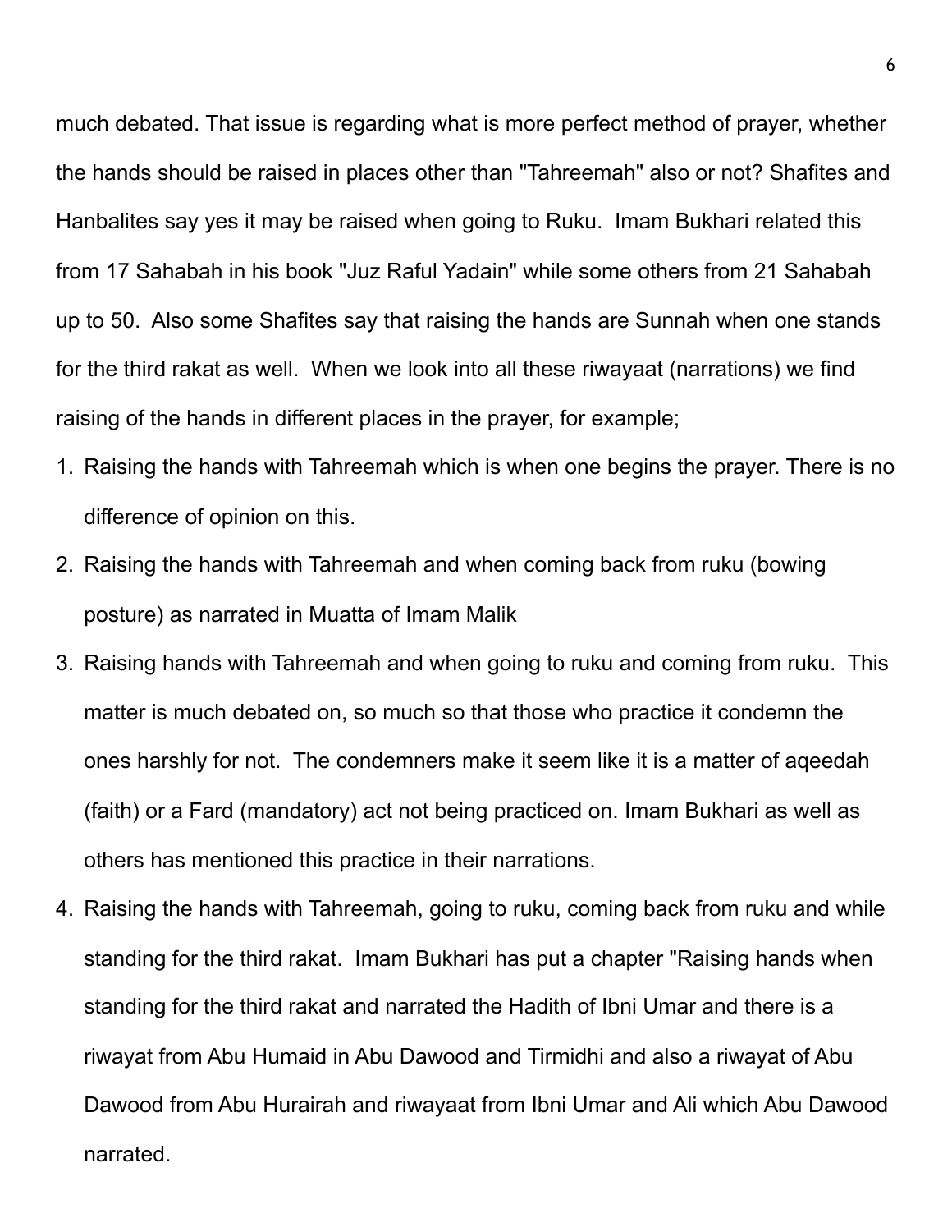much debated. That issue is regarding what is more perfect method of prayer, whether the hands should be raised in places other than "Tahreemah" also or not? Shafites and Hanbalites say yes it may be raised when going to Ruku. Imam Bukhari related this from 17 Sahabah in his book "Juz Raful Yadain" while some others from 21 Sahabah up to 50. Also some Shafites say that raising the hands are Sunnah when one stands for the third rakat as well. When we look into all these riwayaat (narrations) we find raising of the hands in different places in the prayer, for example;

1. Raising the hands with Tahreemah which is when one begins the prayer. There is no difference of opinion on this.
2. Raising the hands with Tahreemah and when coming back from ruku (bowing posture) as narrated in Muatta of Imam Malik
3. Raising hands with Tahreemah and when going to ruku and coming from ruku. This matter is much debated on, so much so that those who practice it condemn the ones harshly for not. The condemners make it seem like it is a matter of aqeedah (faith) or a Fard (mandatory) act not being practiced on. Imam Bukhari as well as others has mentioned this practice in their narrations.
4. Raising the hands with Tahreemah, going to ruku, coming back from ruku and while standing for the third rakat. Imam Bukhari has put a chapter "Raising hands when standing for the third rakat and narrated the Hadith of Ibni Umar and there is a riwayat from Abu Humaid in Abu Dawood and Tirmidhi and also a riwayat of Abu Dawood from Abu Hurairah and riwayaat from Ibni Umar and Ali which Abu Dawood narrated.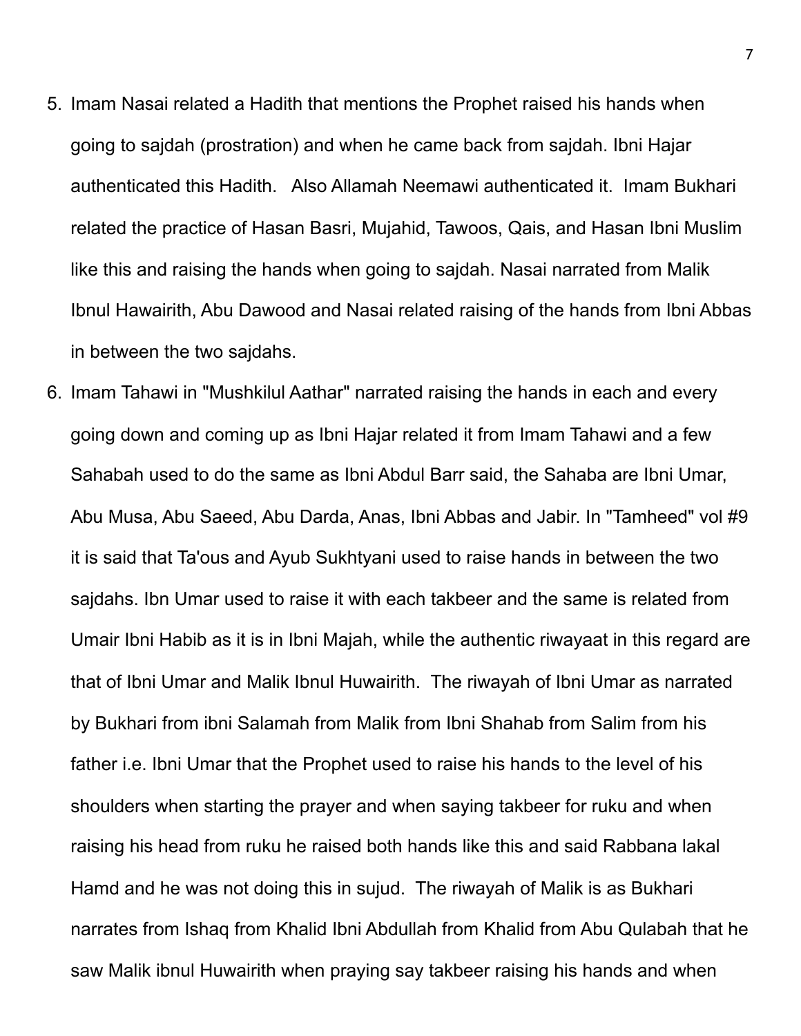5. Imam Nasai related a Hadith that mentions the Prophet raised his hands when going to sajdah (prostration) and when he came back from sajdah. Ibni Hajar authenticated this Hadith. Also Allamah Neemawi authenticated it. Imam Bukhari related the practice of Hasan Basri, Mujahid, Tawoos, Qais, and Hasan Ibni Muslim like this and raising the hands when going to sajdah. Nasai narrated from Malik Ibnul Hawairith, Abu Dawood and Nasai related raising of the hands from Ibni Abbas in between the two sajdahs.
6. Imam Tahawi in "Mushkilul Aathar" narrated raising the hands in each and every going down and coming up as Ibni Hajar related it from Imam Tahawi and a few Sahabah used to do the same as Ibni Abdul Barr said, the Sahaba are Ibni Umar, Abu Musa, Abu Saeed, Abu Darda, Anas, Ibni Abbas and Jabir. In "Tamheed" vol #9 it is said that Ta'ous and Ayub Sukhtyani used to raise hands in between the two sajdahs. Ibn Umar used to raise it with each takbeer and the same is related from Umair Ibni Habib as it is in Ibni Majah, while the authentic riwayaat in this regard are that of Ibni Umar and Malik Ibnul Huwairith. The riwayah of Ibni Umar as narrated by Bukhari from ibni Salamah from Malik from Ibni Shahab from Salim from his father i.e. Ibni Umar that the Prophet used to raise his hands to the level of his shoulders when starting the prayer and when saying takbeer for ruku and when raising his head from ruku he raised both hands like this and said Rabbana lakal Hamd and he was not doing this in sujud. The riwayah of Malik is as Bukhari narrates from Ishaq from Khalid Ibni Abdullah from Khalid from Abu Qulabah that he saw Malik ibnul Huwairith when praying say takbeer raising his hands and when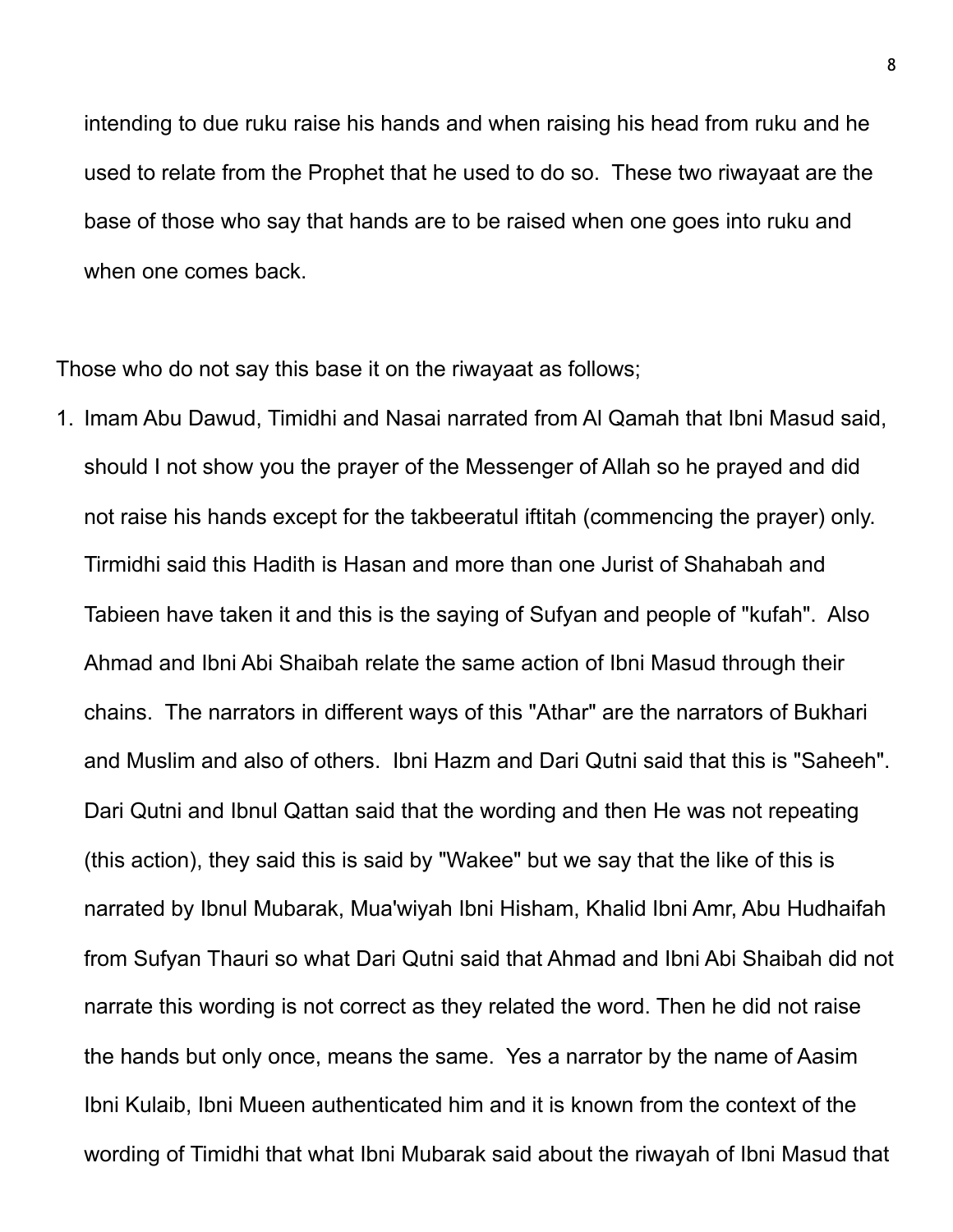intending to due ruku raise his hands and when raising his head from ruku and he used to relate from the Prophet that he used to do so. These two riwayaat are the base of those who say that hands are to be raised when one goes into ruku and when one comes back.

Those who do not say this base it on the riwayaat as follows;

1. Imam Abu Dawud, Timidhi and Nasai narrated from Al Qamah that Ibni Masud said, should I not show you the prayer of the Messenger of Allah so he prayed and did not raise his hands except for the takbeeratul iftitah (commencing the prayer) only. Tirmidhi said this Hadith is Hasan and more than one Jurist of Shahabah and Tabieen have taken it and this is the saying of Sufyan and people of "kufah". Also Ahmad and Ibni Abi Shaibah relate the same action of Ibni Masud through their chains. The narrators in different ways of this "Athar" are the narrators of Bukhari and Muslim and also of others. Ibni Hazm and Dari Qutni said that this is "Saheeh". Dari Qutni and Ibnul Qattan said that the wording and then He was not repeating (this action), they said this is said by "Wakee" but we say that the like of this is narrated by Ibnul Mubarak, Mua'wiyah Ibni Hisham, Khalid Ibni Amr, Abu Hudhaifah from Sufyan Thauri so what Dari Qutni said that Ahmad and Ibni Abi Shaibah did not narrate this wording is not correct as they related the word. Then he did not raise the hands but only once, means the same. Yes a narrator by the name of Aasim Ibni Kulaib, Ibni Mueen authenticated him and it is known from the context of the wording of Timidhi that what Ibni Mubarak said about the riwayah of Ibni Masud that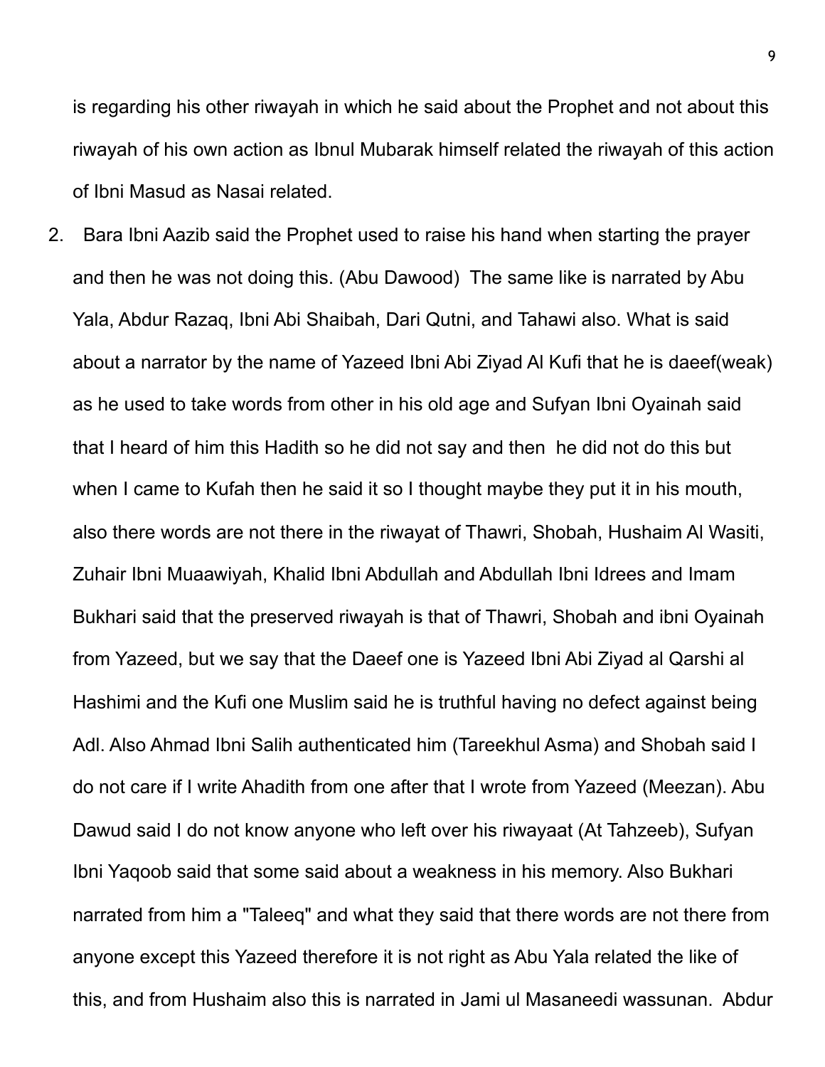is regarding his other riwayah in which he said about the Prophet and not about this riwayah of his own action as Ibnul Mubarak himself related the riwayah of this action of Ibni Masud as Nasai related.

2. Bara Ibni Aazib said the Prophet used to raise his hand when starting the prayer and then he was not doing this. (Abu Dawood) The same like is narrated by Abu Yala, Abdur Razaq, Ibni Abi Shaibah, Dari Qutni, and Tahawi also. What is said about a narrator by the name of Yazeed Ibni Abi Ziyad Al Kufi that he is daeef(weak) as he used to take words from other in his old age and Sufyan Ibni Oyainah said that I heard of him this Hadith so he did not say and then he did not do this but when I came to Kufah then he said it so I thought maybe they put it in his mouth, also there words are not there in the riwayat of Thawri, Shobah, Hushaim Al Wasiti, Zuhair Ibni Muaawiyah, Khalid Ibni Abdullah and Abdullah Ibni Idrees and Imam Bukhari said that the preserved riwayah is that of Thawri, Shobah and ibni Oyainah from Yazeed, but we say that the Daeef one is Yazeed Ibni Abi Ziyad al Qarshi al Hashimi and the Kufi one Muslim said he is truthful having no defect against being Adl. Also Ahmad Ibni Salih authenticated him (Tareekhul Asma) and Shobah said I do not care if I write Ahadith from one after that I wrote from Yazeed (Meezan). Abu Dawud said I do not know anyone who left over his riwayaat (At Tahzeeb), Sufyan Ibni Yaqoob said that some said about a weakness in his memory. Also Bukhari narrated from him a "Taleeq" and what they said that there words are not there from anyone except this Yazeed therefore it is not right as Abu Yala related the like of this, and from Hushaim also this is narrated in Jami ul Masaneedi wassunan. Abdur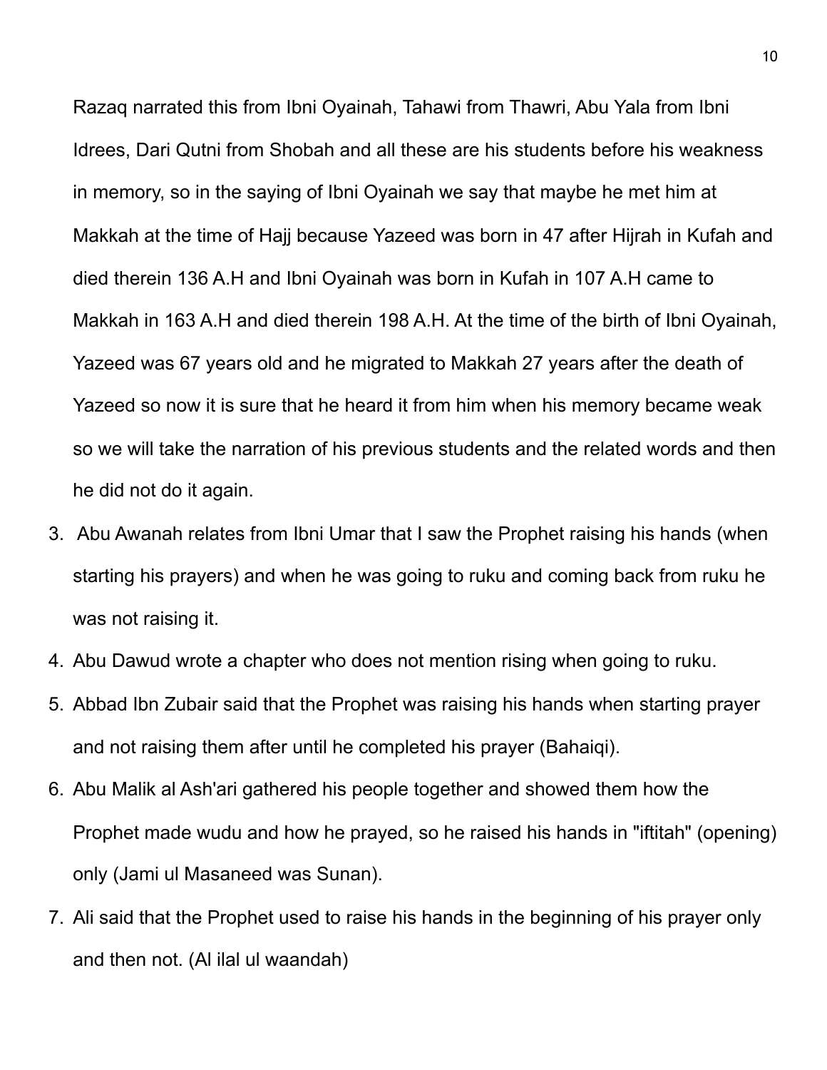Razaq narrated this from Ibni Oyainah, Tahawi from Thawri, Abu Yala from Ibni Idrees, Dari Qutni from Shobah and all these are his students before his weakness in memory, so in the saying of Ibni Oyainah we say that maybe he met him at Makkah at the time of Hajj because Yazeed was born in 47 after Hijrah in Kufah and died therein 136 A.H and Ibni Oyainah was born in Kufah in 107 A.H came to Makkah in 163 A.H and died therein 198 A.H. At the time of the birth of Ibni Oyainah, Yazeed was 67 years old and he migrated to Makkah 27 years after the death of Yazeed so now it is sure that he heard it from him when his memory became weak so we will take the narration of his previous students and the related words and then he did not do it again.

3. Abu Awanah relates from Ibni Umar that I saw the Prophet raising his hands (when starting his prayers) and when he was going to ruku and coming back from ruku he was not raising it.
4. Abu Dawud wrote a chapter who does not mention rising when going to ruku.
5. Abbad Ibn Zubair said that the Prophet was raising his hands when starting prayer and not raising them after until he completed his prayer (Bahaiqi).
6. Abu Malik al Ash'ari gathered his people together and showed them how the Prophet made wudu and how he prayed, so he raised his hands in "iftitah" (opening) only (Jami ul Masaneed was Sunan).
7. Ali said that the Prophet used to raise his hands in the beginning of his prayer only and then not. (Al ilal ul waandah)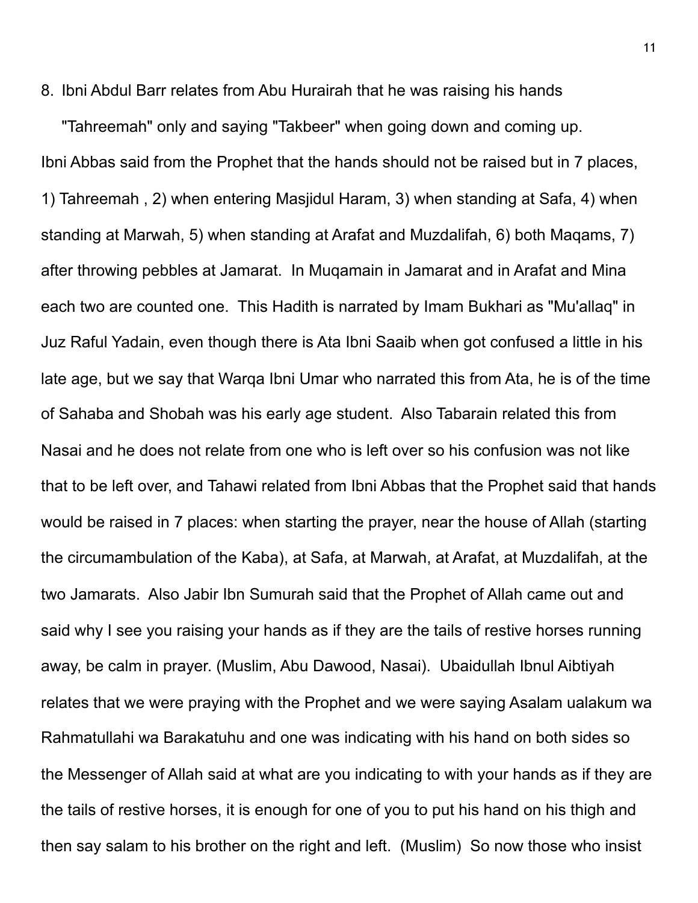8. Ibni Abdul Barr relates from Abu Hurairah that he was raising his hands "Tahreemah" only and saying "Takbeer" when going down and coming up.

Ibni Abbas said from the Prophet that the hands should not be raised but in 7 places, 1) Tahreemah , 2) when entering Masjidul Haram, 3) when standing at Safa, 4) when standing at Marwah, 5) when standing at Arafat and Muzdalifah, 6) both Maqams, 7) after throwing pebbles at Jamarat. In Muqamain in Jamarat and in Arafat and Mina each two are counted one. This Hadith is narrated by Imam Bukhari as "Mu'allaq" in Juz Raful Yadain, even though there is Ata Ibni Saaib when got confused a little in his late age, but we say that Warqa Ibni Umar who narrated this from Ata, he is of the time of Sahaba and Shobah was his early age student. Also Tabarain related this from Nasai and he does not relate from one who is left over so his confusion was not like that to be left over, and Tahawi related from Ibni Abbas that the Prophet said that hands would be raised in 7 places: when starting the prayer, near the house of Allah (starting the circumambulation of the Kaba), at Safa, at Marwah, at Arafat, at Muzdalifah, at the two Jamarats. Also Jabir Ibn Sumurah said that the Prophet of Allah came out and said why I see you raising your hands as if they are the tails of restive horses running away, be calm in prayer. (Muslim, Abu Dawood, Nasai). Ubaidullah Ibnul Aibtiyah relates that we were praying with the Prophet and we were saying Asalam ualakum wa Rahmatullahi wa Barakatuhu and one was indicating with his hand on both sides so the Messenger of Allah said at what are you indicating to with your hands as if they are the tails of restive horses, it is enough for one of you to put his hand on his thigh and then say salam to his brother on the right and left. (Muslim) So now those who insist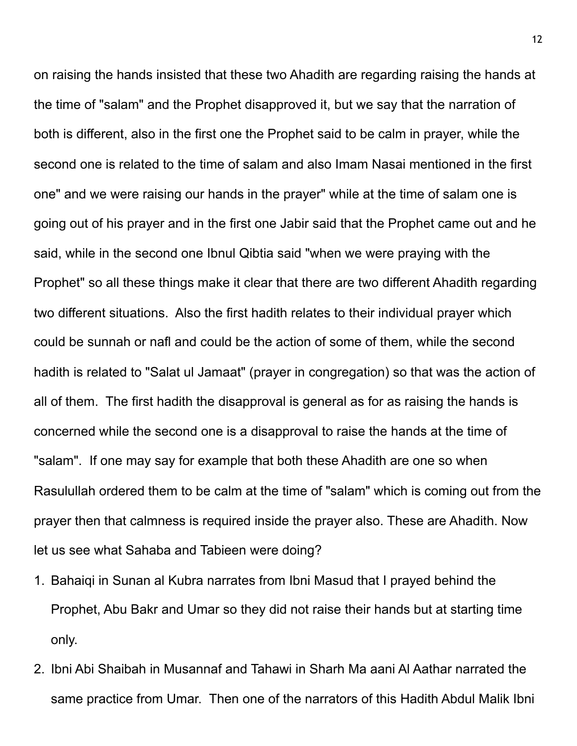on raising the hands insisted that these two Ahadith are regarding raising the hands at the time of "salam" and the Prophet disapproved it, but we say that the narration of both is different, also in the first one the Prophet said to be calm in prayer, while the second one is related to the time of salam and also Imam Nasai mentioned in the first one" and we were raising our hands in the prayer" while at the time of salam one is going out of his prayer and in the first one Jabir said that the Prophet came out and he said, while in the second one Ibnul Qibtia said "when we were praying with the Prophet" so all these things make it clear that there are two different Ahadith regarding two different situations. Also the first hadith relates to their individual prayer which could be sunnah or nafl and could be the action of some of them, while the second hadith is related to "Salat ul Jamaat" (prayer in congregation) so that was the action of all of them. The first hadith the disapproval is general as for as raising the hands is concerned while the second one is a disapproval to raise the hands at the time of "salam". If one may say for example that both these Ahadith are one so when Rasulullah ordered them to be calm at the time of "salam" which is coming out from the prayer then that calmness is required inside the prayer also. These are Ahadith. Now let us see what Sahaba and Tabieen were doing?

1. Bahaiqi in Sunan al Kubra narrates from Ibni Masud that I prayed behind the Prophet, Abu Bakr and Umar so they did not raise their hands but at starting time only.
2. Ibni Abi Shaibah in Musannaf and Tahawi in Sharh Ma aani Al Aathar narrated the same practice from Umar. Then one of the narrators of this Hadith Abdul Malik Ibni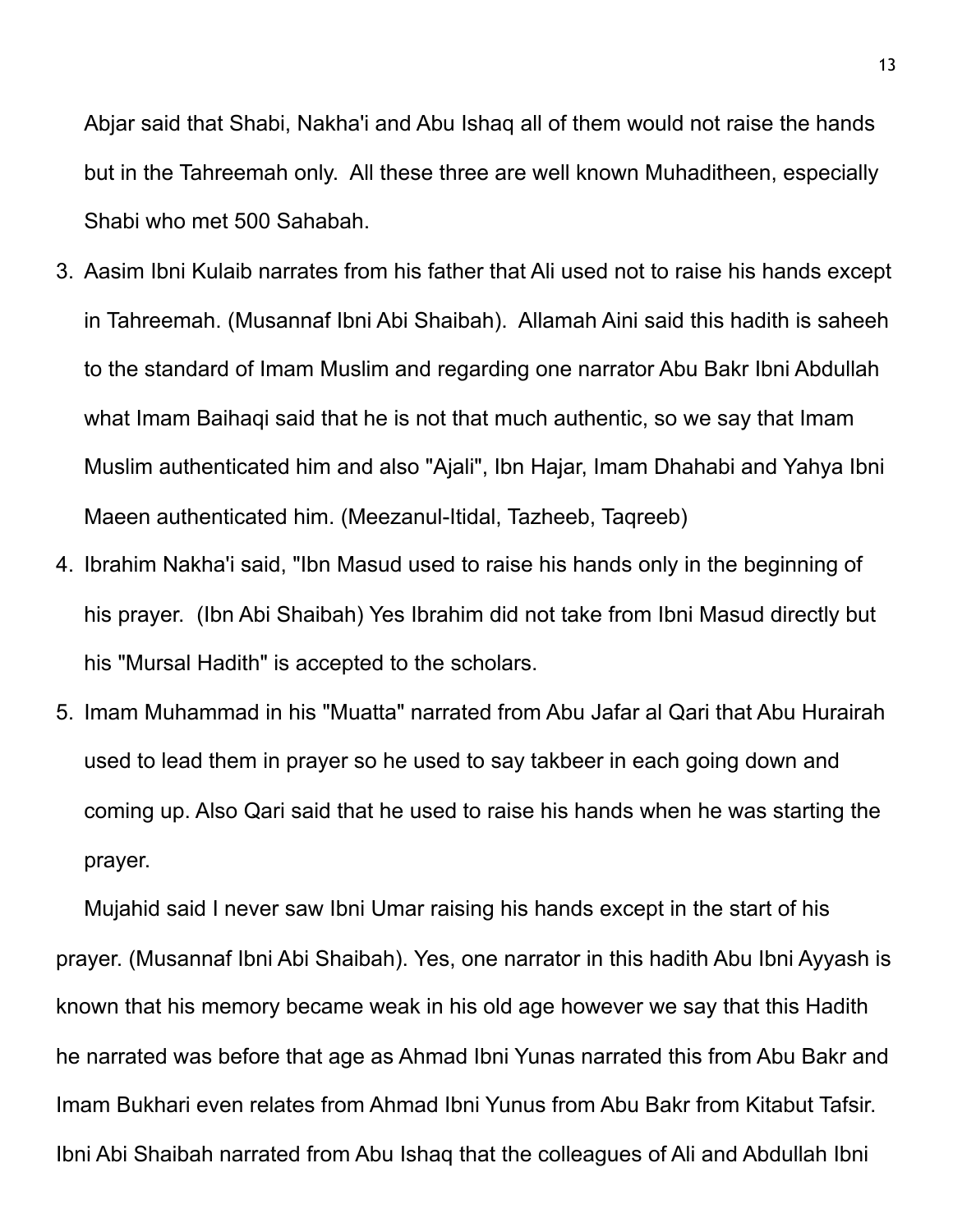Abjar said that Shabi, Nakha'i and Abu Ishaq all of them would not raise the hands but in the Tahreemah only. All these three are well known Muhaditheen, especially Shabi who met 500 Sahabah.

3. Aasim Ibni Kulaib narrates from his father that Ali used not to raise his hands except in Tahreemah. (Musannaf Ibni Abi Shaibah). Allamah Aini said this hadith is saheeh to the standard of Imam Muslim and regarding one narrator Abu Bakr Ibni Abdullah what Imam Baihaqi said that he is not that much authentic, so we say that Imam Muslim authenticated him and also "Ajali", Ibn Hajar, Imam Dhahabi and Yahya Ibni Maeen authenticated him. (Meezanul-Itidal, Tazheeb, Taqreeb)
4. Ibrahim Nakha'i said, "Ibn Masud used to raise his hands only in the beginning of his prayer. (Ibn Abi Shaibah) Yes Ibrahim did not take from Ibni Masud directly but his "Mursal Hadith" is accepted to the scholars.
5. Imam Muhammad in his "Muatta" narrated from Abu Jafar al Qari that Abu Hurairah used to lead them in prayer so he used to say takbeer in each going down and coming up. Also Qari said that he used to raise his hands when he was starting the prayer.

Mujahid said I never saw Ibni Umar raising his hands except in the start of his prayer. (Musannaf Ibni Abi Shaibah). Yes, one narrator in this hadith Abu Ibni Ayyash is known that his memory became weak in his old age however we say that this Hadith he narrated was before that age as Ahmad Ibni Yunas narrated this from Abu Bakr and Imam Bukhari even relates from Ahmad Ibni Yunus from Abu Bakr from Kitabut Tafsir. Ibni Abi Shaibah narrated from Abu Ishaq that the colleagues of Ali and Abdullah Ibni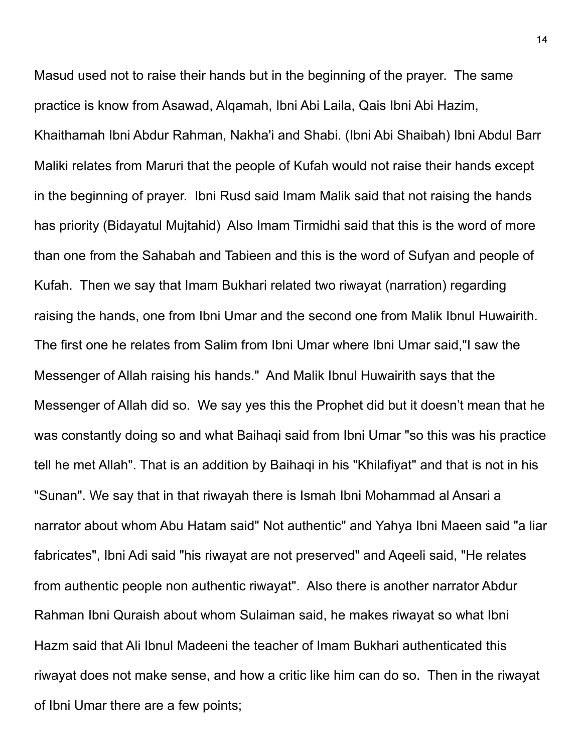Masud used not to raise their hands but in the beginning of the prayer. The same practice is know from Asawad, Alqamah, Ibni Abi Laila, Qais Ibni Abi Hazim, Khaithamah Ibni Abdur Rahman, Nakha'i and Shabi. (Ibni Abi Shaibah) Ibni Abdul Barr Maliki relates from Maruri that the people of Kufah would not raise their hands except in the beginning of prayer. Ibni Rusd said Imam Malik said that not raising the hands has priority (Bidayatul Mujtahid) Also Imam Tirmidhi said that this is the word of more than one from the Sahabah and Tabieen and this is the word of Sufyan and people of Kufah. Then we say that Imam Bukhari related two riwayat (narration) regarding raising the hands, one from Ibni Umar and the second one from Malik Ibnul Huwairith. The first one he relates from Salim from Ibni Umar where Ibni Umar said,"I saw the Messenger of Allah raising his hands." And Malik Ibnul Huwairith says that the Messenger of Allah did so. We say yes this the Prophet did but it doesn't mean that he was constantly doing so and what Baihaqi said from Ibni Umar "so this was his practice tell he met Allah". That is an addition by Baihaqi in his "Khilafiyat" and that is not in his "Sunan". We say that in that riwayah there is Ismah Ibni Mohammad al Ansari a narrator about whom Abu Hatam said" Not authentic" and Yahya Ibni Maeen said "a liar fabricates", Ibni Adi said "his riwayat are not preserved" and Aqeeli said, "He relates from authentic people non authentic riwayat". Also there is another narrator Abdur Rahman Ibni Quraish about whom Sulaiman said, he makes riwayat so what Ibni Hazm said that Ali Ibnul Madeeni the teacher of Imam Bukhari authenticated this riwayat does not make sense, and how a critic like him can do so. Then in the riwayat of Ibni Umar there are a few points;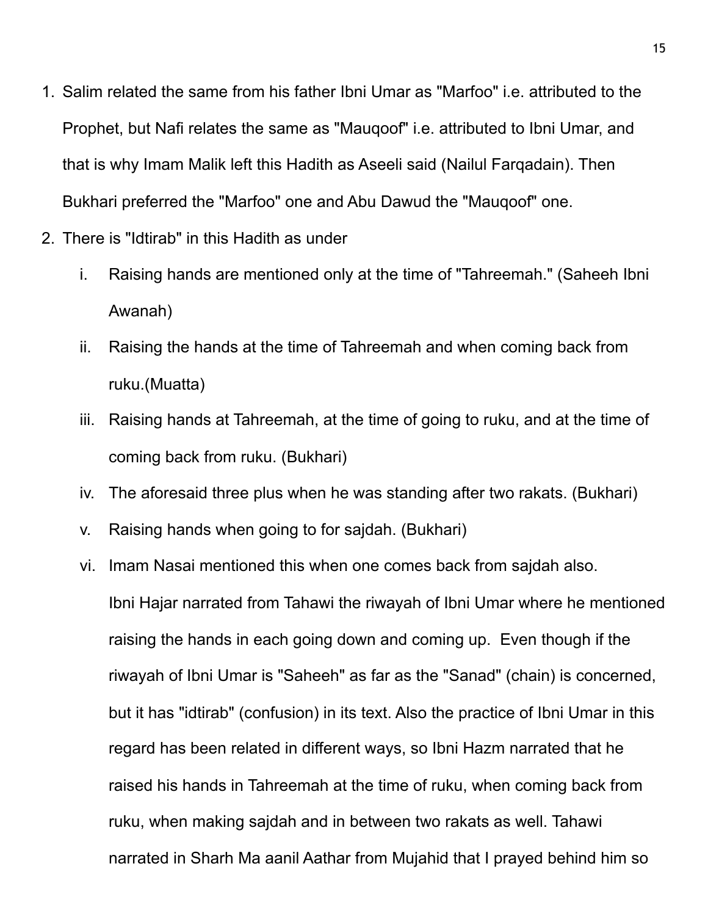1. Salim related the same from his father Ibni Umar as "Marfoo" i.e. attributed to the Prophet, but Nafi relates the same as "Mauqoof" i.e. attributed to Ibni Umar, and that is why Imam Malik left this Hadith as Aseeli said (Nailul Farqadain). Then Bukhari preferred the "Marfoo" one and Abu Dawud the "Mauqoof" one.
2. There is "Idtirab" in this Hadith as under
   i. Raising hands are mentioned only at the time of "Tahreemah." (Saheeh Ibni Awanah)
   ii. Raising the hands at the time of Tahreemah and when coming back from ruku.(Muatta)
   iii. Raising hands at Tahreemah, at the time of going to ruku, and at the time of coming back from ruku. (Bukhari)
   iv. The aforesaid three plus when he was standing after two rakats. (Bukhari)
   v. Raising hands when going to for sajdah. (Bukhari)
   vi. Imam Nasai mentioned this when one comes back from sajdah also.
   
   Ibni Hajar narrated from Tahawi the riwayah of Ibni Umar where he mentioned raising the hands in each going down and coming up. Even though if the riwayah of Ibni Umar is "Saheeh" as far as the "Sanad" (chain) is concerned, but it has "idtirab" (confusion) in its text. Also the practice of Ibni Umar in this regard has been related in different ways, so Ibni Hazm narrated that he raised his hands in Tahreemah at the time of ruku, when coming back from ruku, when making sajdah and in between two rakats as well. Tahawi narrated in Sharh Ma aanil Aathar from Mujahid that I prayed behind him so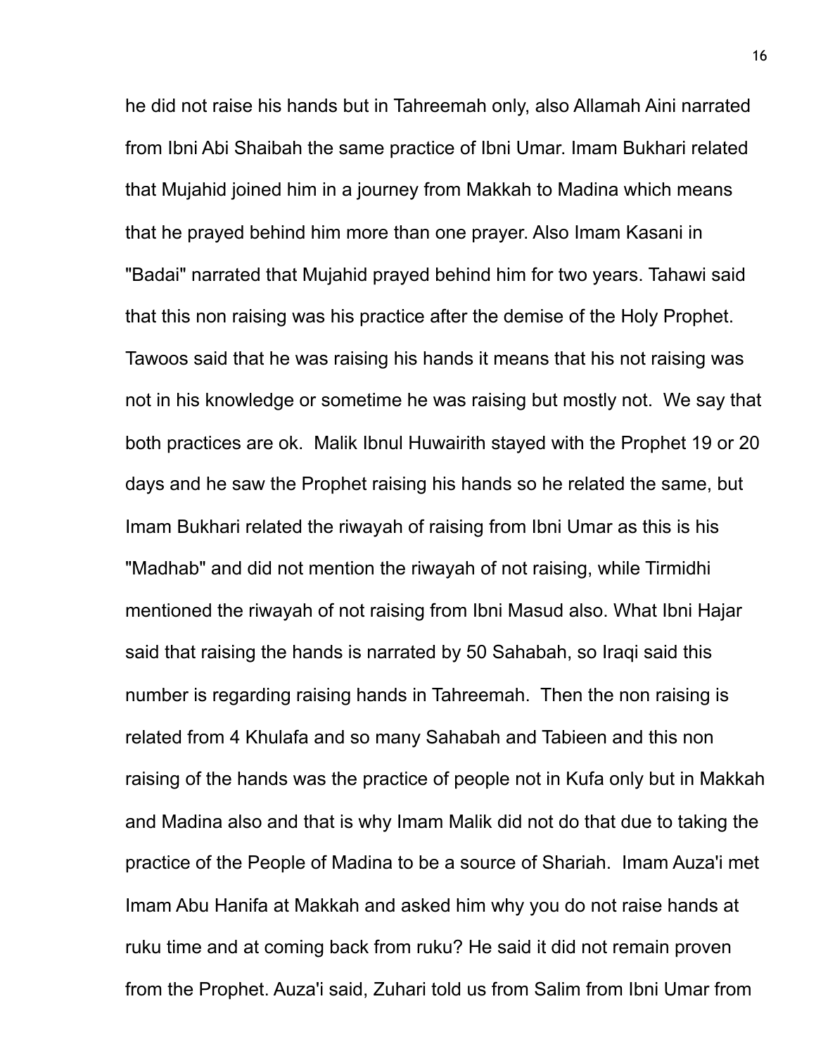he did not raise his hands but in Tahreemah only, also Allamah Aini narrated from Ibni Abi Shaibah the same practice of Ibni Umar. Imam Bukhari related that Mujahid joined him in a journey from Makkah to Madina which means that he prayed behind him more than one prayer. Also Imam Kasani in "Badai" narrated that Mujahid prayed behind him for two years. Tahawi said that this non raising was his practice after the demise of the Holy Prophet. Tawoos said that he was raising his hands it means that his not raising was not in his knowledge or sometime he was raising but mostly not. We say that both practices are ok. Malik Ibnul Huwairith stayed with the Prophet 19 or 20 days and he saw the Prophet raising his hands so he related the same, but Imam Bukhari related the riwayah of raising from Ibni Umar as this is his "Madhab" and did not mention the riwayah of not raising, while Tirmidhi mentioned the riwayah of not raising from Ibni Masud also. What Ibni Hajar said that raising the hands is narrated by 50 Sahabah, so Iraqi said this number is regarding raising hands in Tahreemah. Then the non raising is related from 4 Khulafa and so many Sahabah and Tabieen and this non raising of the hands was the practice of people not in Kufa only but in Makkah and Madina also and that is why Imam Malik did not do that due to taking the practice of the People of Madina to be a source of Shariah. Imam Auza'i met Imam Abu Hanifa at Makkah and asked him why you do not raise hands at ruku time and at coming back from ruku? He said it did not remain proven from the Prophet. Auza'i said, Zuhari told us from Salim from Ibni Umar from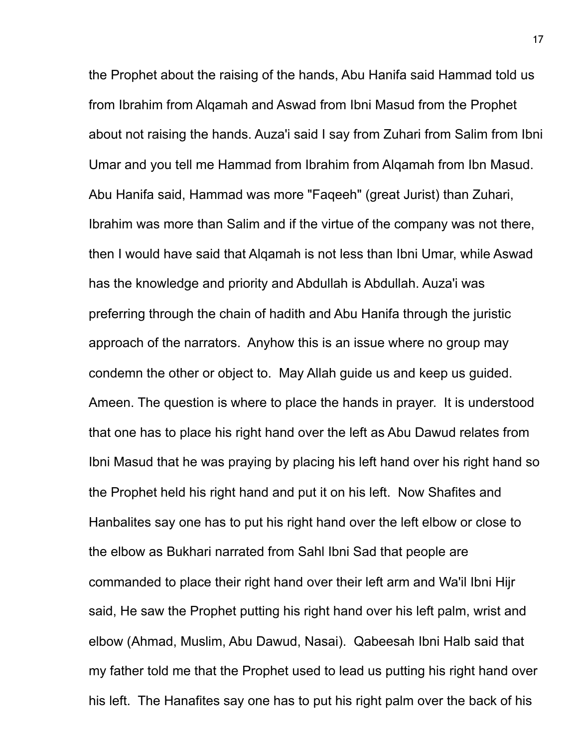the Prophet about the raising of the hands, Abu Hanifa said Hammad told us from Ibrahim from Alqamah and Aswad from Ibni Masud from the Prophet about not raising the hands. Auza'i said I say from Zuhari from Salim from Ibni Umar and you tell me Hammad from Ibrahim from Alqamah from Ibn Masud. Abu Hanifa said, Hammad was more "Faqeeh" (great Jurist) than Zuhari, Ibrahim was more than Salim and if the virtue of the company was not there, then I would have said that Alqamah is not less than Ibni Umar, while Aswad has the knowledge and priority and Abdullah is Abdullah. Auza'i was preferring through the chain of hadith and Abu Hanifa through the juristic approach of the narrators. Anyhow this is an issue where no group may condemn the other or object to. May Allah guide us and keep us guided. Ameen. The question is where to place the hands in prayer. It is understood that one has to place his right hand over the left as Abu Dawud relates from Ibni Masud that he was praying by placing his left hand over his right hand so the Prophet held his right hand and put it on his left. Now Shafites and Hanbalites say one has to put his right hand over the left elbow or close to the elbow as Bukhari narrated from Sahl Ibni Sad that people are commanded to place their right hand over their left arm and Wa'il Ibni Hijr said, He saw the Prophet putting his right hand over his left palm, wrist and elbow (Ahmad, Muslim, Abu Dawud, Nasai). Qabeesah Ibni Halb said that my father told me that the Prophet used to lead us putting his right hand over his left. The Hanafites say one has to put his right palm over the back of his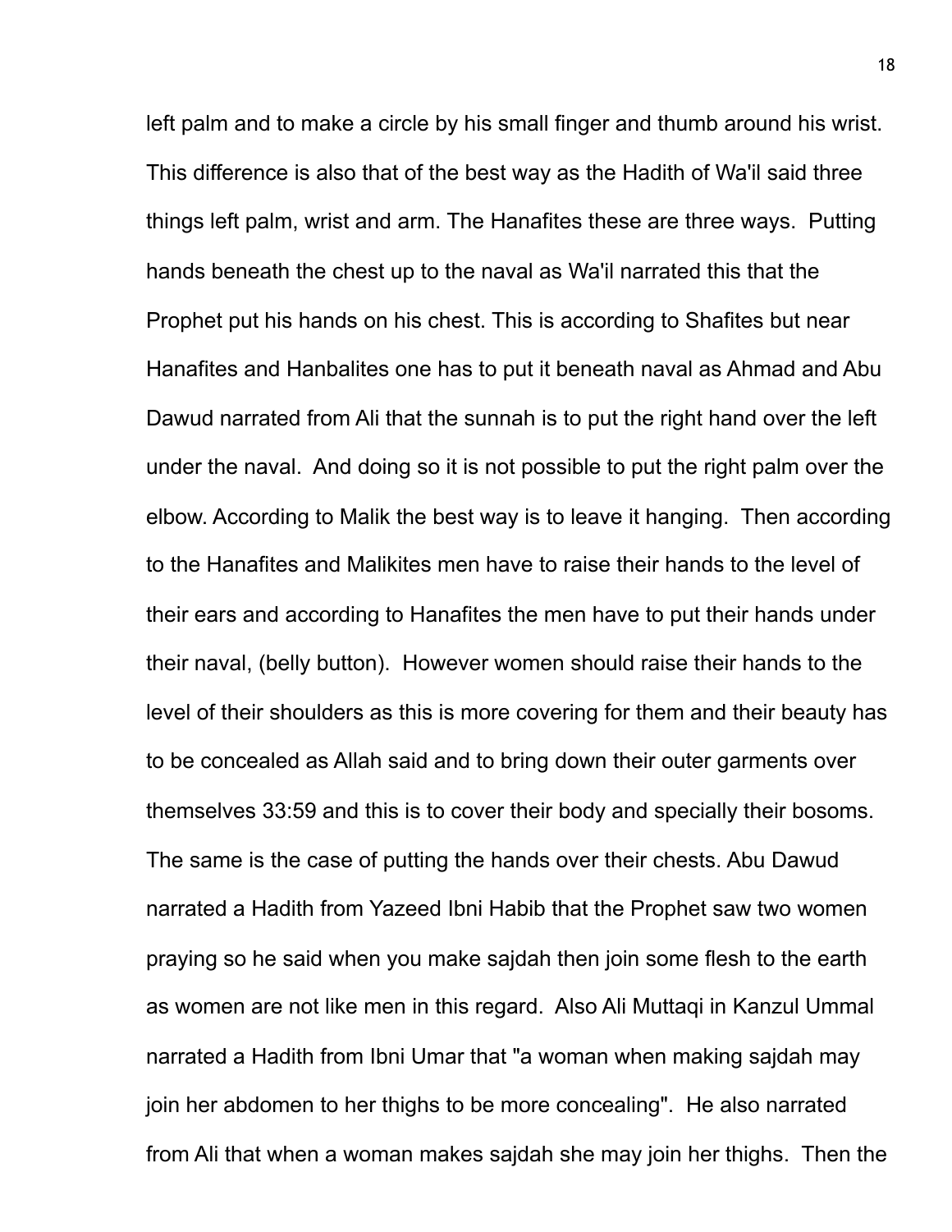left palm and to make a circle by his small finger and thumb around his wrist. This difference is also that of the best way as the Hadith of Wa'il said three things left palm, wrist and arm. The Hanafites these are three ways. Putting hands beneath the chest up to the naval as Wa'il narrated this that the Prophet put his hands on his chest. This is according to Shafites but near Hanafites and Hanbalites one has to put it beneath naval as Ahmad and Abu Dawud narrated from Ali that the sunnah is to put the right hand over the left under the naval. And doing so it is not possible to put the right palm over the elbow. According to Malik the best way is to leave it hanging. Then according to the Hanafites and Malikites men have to raise their hands to the level of their ears and according to Hanafites the men have to put their hands under their naval, (belly button). However women should raise their hands to the level of their shoulders as this is more covering for them and their beauty has to be concealed as Allah said and to bring down their outer garments over themselves 33:59 and this is to cover their body and specially their bosoms. The same is the case of putting the hands over their chests. Abu Dawud narrated a Hadith from Yazeed Ibni Habib that the Prophet saw two women praying so he said when you make sajdah then join some flesh to the earth as women are not like men in this regard. Also Ali Muttaqi in Kanzul Ummal narrated a Hadith from Ibni Umar that "a woman when making sajdah may join her abdomen to her thighs to be more concealing". He also narrated from Ali that when a woman makes sajdah she may join her thighs. Then the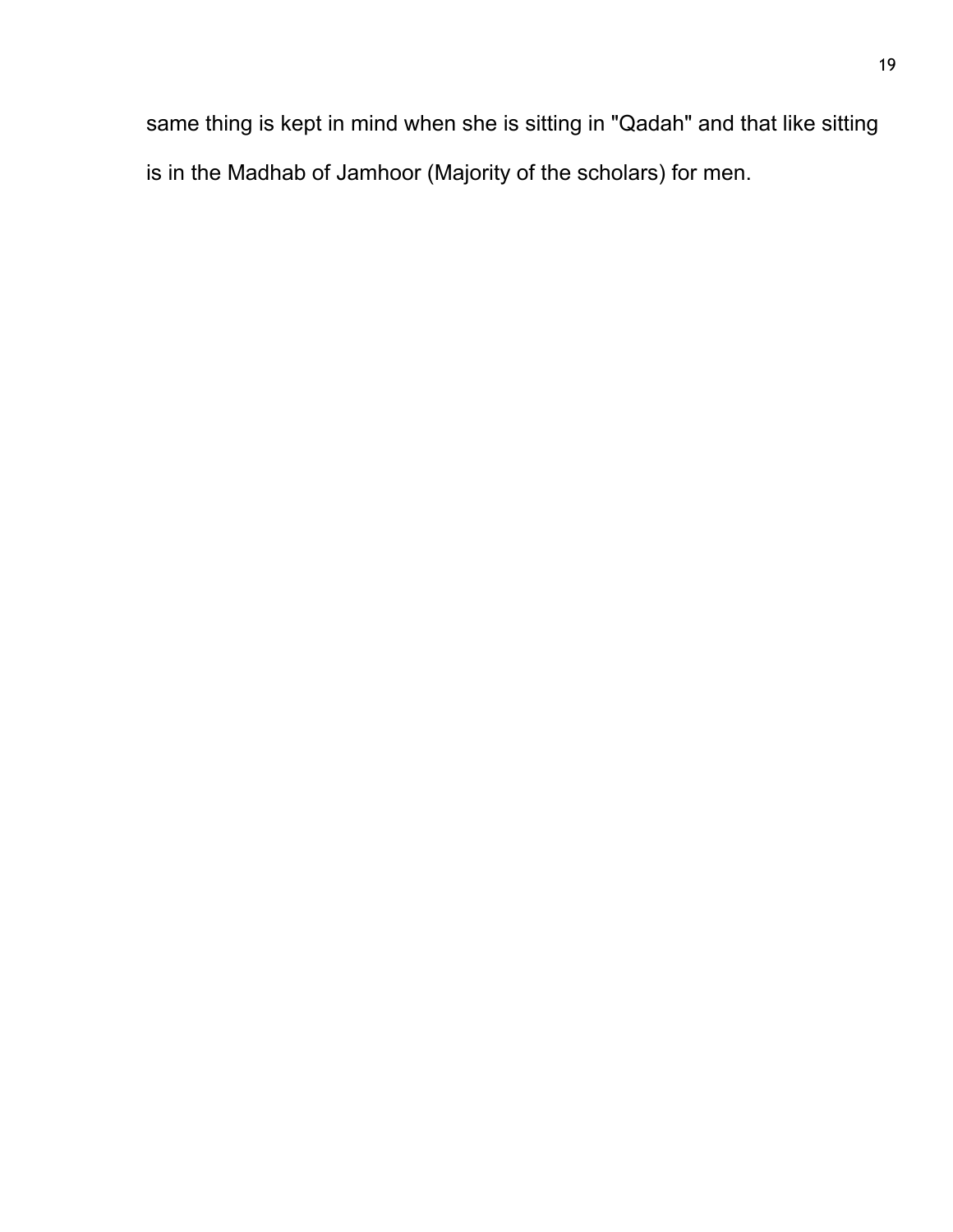same thing is kept in mind when she is sitting in "Qadah" and that like sitting is in the Madhab of Jamhoor (Majority of the scholars) for men.